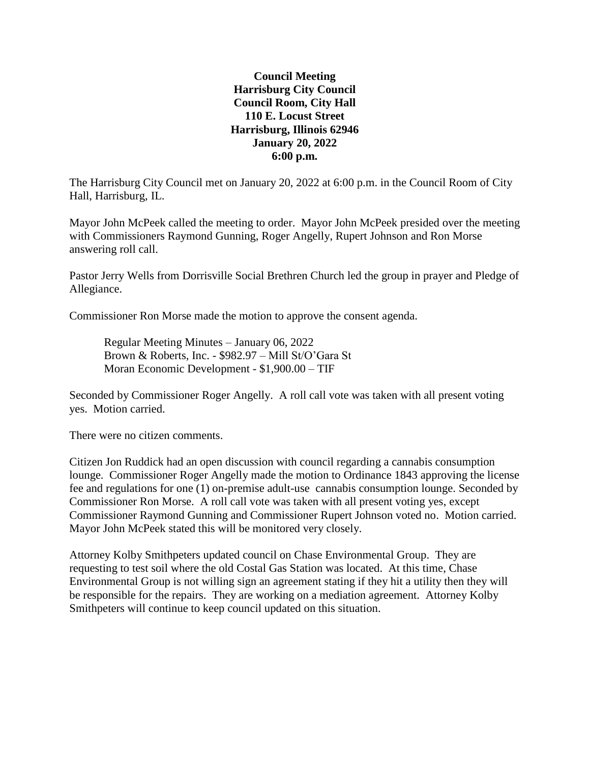**Council Meeting**
**Harrisburg City Council**
**Council Room, City Hall**
**110 E. Locust Street**
**Harrisburg, Illinois 62946**
**January 20, 2022**
**6:00 p.m.**

The Harrisburg City Council met on January 20, 2022 at 6:00 p.m. in the Council Room of City Hall, Harrisburg, IL.

Mayor John McPeek called the meeting to order. Mayor John McPeek presided over the meeting with Commissioners Raymond Gunning, Roger Angelly, Rupert Johnson and Ron Morse answering roll call.

Pastor Jerry Wells from Dorrisville Social Brethren Church led the group in prayer and Pledge of Allegiance.

Commissioner Ron Morse made the motion to approve the consent agenda.

> Regular Meeting Minutes – January 06, 2022
> Brown & Roberts, Inc. - $982.97 – Mill St/O'Gara St
> Moran Economic Development - $1,900.00 – TIF

Seconded by Commissioner Roger Angelly. A roll call vote was taken with all present voting yes. Motion carried.

There were no citizen comments.

Citizen Jon Ruddick had an open discussion with council regarding a cannabis consumption lounge. Commissioner Roger Angelly made the motion to Ordinance 1843 approving the license fee and regulations for one (1) on-premise adult-use cannabis consumption lounge. Seconded by Commissioner Ron Morse. A roll call vote was taken with all present voting yes, except Commissioner Raymond Gunning and Commissioner Rupert Johnson voted no. Motion carried. Mayor John McPeek stated this will be monitored very closely.

Attorney Kolby Smithpeters updated council on Chase Environmental Group. They are requesting to test soil where the old Costal Gas Station was located. At this time, Chase Environmental Group is not willing sign an agreement stating if they hit a utility then they will be responsible for the repairs. They are working on a mediation agreement. Attorney Kolby Smithpeters will continue to keep council updated on this situation.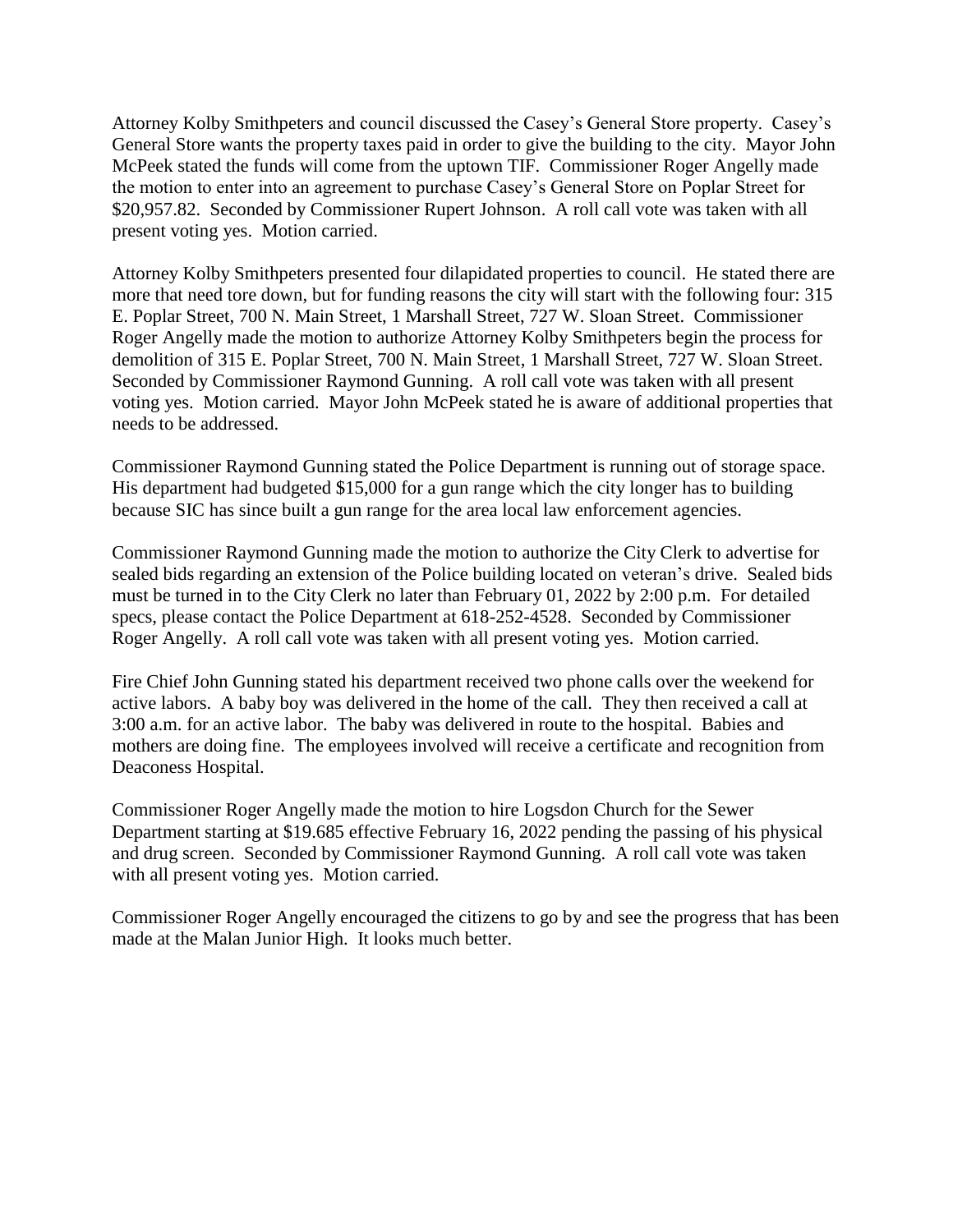Attorney Kolby Smithpeters and council discussed the Casey's General Store property. Casey's General Store wants the property taxes paid in order to give the building to the city. Mayor John McPeek stated the funds will come from the uptown TIF. Commissioner Roger Angelly made the motion to enter into an agreement to purchase Casey's General Store on Poplar Street for $20,957.82. Seconded by Commissioner Rupert Johnson. A roll call vote was taken with all present voting yes. Motion carried.

Attorney Kolby Smithpeters presented four dilapidated properties to council. He stated there are more that need tore down, but for funding reasons the city will start with the following four: 315 E. Poplar Street, 700 N. Main Street, 1 Marshall Street, 727 W. Sloan Street. Commissioner Roger Angelly made the motion to authorize Attorney Kolby Smithpeters begin the process for demolition of 315 E. Poplar Street, 700 N. Main Street, 1 Marshall Street, 727 W. Sloan Street. Seconded by Commissioner Raymond Gunning. A roll call vote was taken with all present voting yes. Motion carried. Mayor John McPeek stated he is aware of additional properties that needs to be addressed.

Commissioner Raymond Gunning stated the Police Department is running out of storage space. His department had budgeted $15,000 for a gun range which the city longer has to building because SIC has since built a gun range for the area local law enforcement agencies.

Commissioner Raymond Gunning made the motion to authorize the City Clerk to advertise for sealed bids regarding an extension of the Police building located on veteran's drive. Sealed bids must be turned in to the City Clerk no later than February 01, 2022 by 2:00 p.m. For detailed specs, please contact the Police Department at 618-252-4528. Seconded by Commissioner Roger Angelly. A roll call vote was taken with all present voting yes. Motion carried.

Fire Chief John Gunning stated his department received two phone calls over the weekend for active labors. A baby boy was delivered in the home of the call. They then received a call at 3:00 a.m. for an active labor. The baby was delivered in route to the hospital. Babies and mothers are doing fine. The employees involved will receive a certificate and recognition from Deaconess Hospital.

Commissioner Roger Angelly made the motion to hire Logsdon Church for the Sewer Department starting at $19.685 effective February 16, 2022 pending the passing of his physical and drug screen. Seconded by Commissioner Raymond Gunning. A roll call vote was taken with all present voting yes. Motion carried.

Commissioner Roger Angelly encouraged the citizens to go by and see the progress that has been made at the Malan Junior High. It looks much better.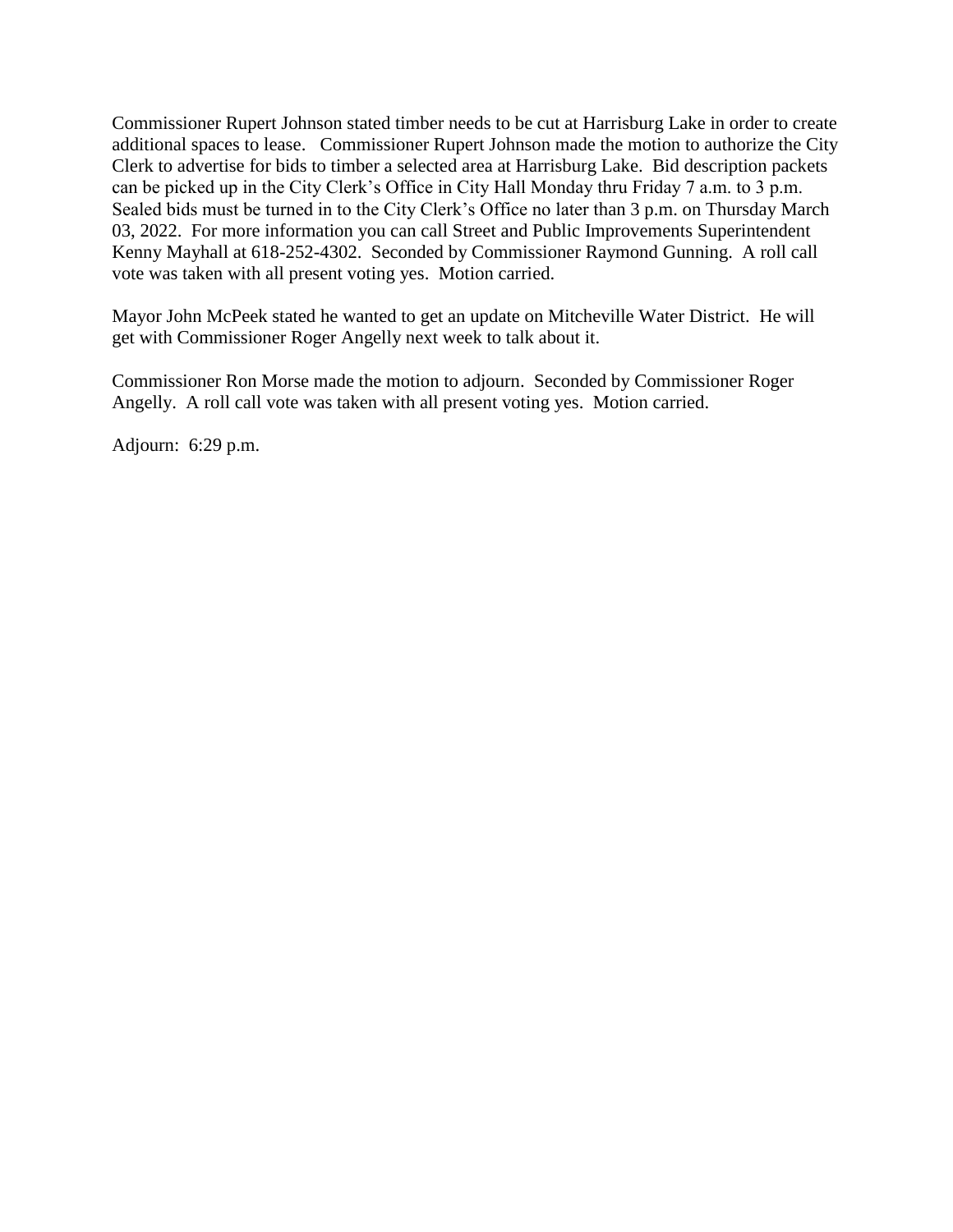Commissioner Rupert Johnson stated timber needs to be cut at Harrisburg Lake in order to create additional spaces to lease. Commissioner Rupert Johnson made the motion to authorize the City Clerk to advertise for bids to timber a selected area at Harrisburg Lake. Bid description packets can be picked up in the City Clerk's Office in City Hall Monday thru Friday 7 a.m. to 3 p.m. Sealed bids must be turned in to the City Clerk's Office no later than 3 p.m. on Thursday March 03, 2022. For more information you can call Street and Public Improvements Superintendent Kenny Mayhall at 618-252-4302. Seconded by Commissioner Raymond Gunning. A roll call vote was taken with all present voting yes. Motion carried.

Mayor John McPeek stated he wanted to get an update on Mitcheville Water District. He will get with Commissioner Roger Angelly next week to talk about it.

Commissioner Ron Morse made the motion to adjourn. Seconded by Commissioner Roger Angelly. A roll call vote was taken with all present voting yes. Motion carried.

Adjourn: 6:29 p.m.